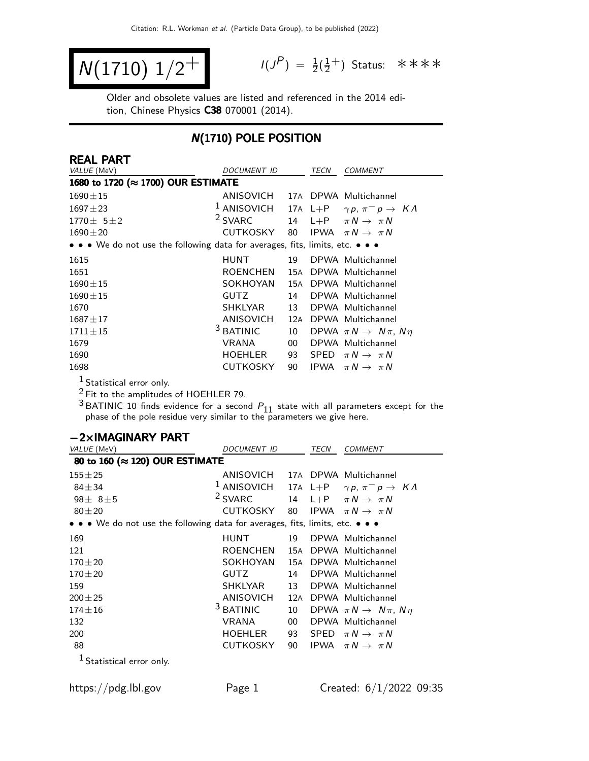# $N(1710)\ 1/2^+$

$I(J^P) = \frac{1}{2}(\frac{1}{2}^+)$ Status: ∗∗∗∗

Older and obsolete values are listed and referenced in the 2014 edition, Chinese Physics **C38** 070001 (2014).

## N(1710) POLE POSITION

### REAL PART

| VALUE (MeV) | DOCUMENT ID | | TECN | COMMENT |
|---|---|---|---|---|
| **1680 to 1720 (≈ 1700) OUR ESTIMATE** | | | | |
| $1690 \pm 15$ | ANISOVICH | 17A | DPWA | Multichannel |
| $1697 \pm 23$ | [1] ANISOVICH | 17A | L+P | $\gamma p$, $\pi^- p \to K\Lambda$ |
| $1770 \pm 5 \pm 2$ | [2] SVARC | 14 | L+P | $\pi N \to \pi N$ |
| $1690 \pm 20$ | CUTKOSKY | 80 | IPWA | $\pi N \to \pi N$ |
| • • • We do not use the following data for averages, fits, limits, etc. • • • | | | | |
| 1615 | HUNT | 19 | DPWA | Multichannel |
| 1651 | ROENCHEN | 15A | DPWA | Multichannel |
| $1690 \pm 15$ | SOKHOYAN | 15A | DPWA | Multichannel |
| $1690 \pm 15$ | GUTZ | 14 | DPWA | Multichannel |
| 1670 | SHKLYAR | 13 | DPWA | Multichannel |
| $1687 \pm 17$ | ANISOVICH | 12A | DPWA | Multichannel |
| $1711 \pm 15$ | [3] BATINIC | 10 | DPWA | $\pi N \to N\pi$, $N\eta$ |
| 1679 | VRANA | 00 | DPWA | Multichannel |
| 1690 | HOEHLER | 93 | SPED | $\pi N \to \pi N$ |
| 1698 | CUTKOSKY | 90 | IPWA | $\pi N \to \pi N$ |

[1] Statistical error only.

[2] Fit to the amplitudes of HOEHLER 79.

[3] BATINIC 10 finds evidence for a second $P_{11}$ state with all parameters except for the phase of the pole residue very similar to the parameters we give here.

### −2×IMAGINARY PART

| VALUE (MeV) | DOCUMENT ID | | TECN | COMMENT |
|---|---|---|---|---|
| **80 to 160 (≈ 120) OUR ESTIMATE** | | | | |
| $155 \pm 25$ | ANISOVICH | 17A | DPWA | Multichannel |
| $84 \pm 34$ | [1] ANISOVICH | 17A | L+P | $\gamma p$, $\pi^- p \to K\Lambda$ |
| $98 \pm 8 \pm 5$ | [2] SVARC | 14 | L+P | $\pi N \to \pi N$ |
| $80 \pm 20$ | CUTKOSKY | 80 | IPWA | $\pi N \to \pi N$ |
| • • • We do not use the following data for averages, fits, limits, etc. • • • | | | | |
| 169 | HUNT | 19 | DPWA | Multichannel |
| 121 | ROENCHEN | 15A | DPWA | Multichannel |
| $170 \pm 20$ | SOKHOYAN | 15A | DPWA | Multichannel |
| $170 \pm 20$ | GUTZ | 14 | DPWA | Multichannel |
| 159 | SHKLYAR | 13 | DPWA | Multichannel |
| $200 \pm 25$ | ANISOVICH | 12A | DPWA | Multichannel |
| $174 \pm 16$ | [3] BATINIC | 10 | DPWA | $\pi N \to N\pi$, $N\eta$ |
| 132 | VRANA | 00 | DPWA | Multichannel |
| 200 | HOEHLER | 93 | SPED | $\pi N \to \pi N$ |
| 88 | CUTKOSKY | 90 | IPWA | $\pi N \to \pi N$ |

[1] Statistical error only.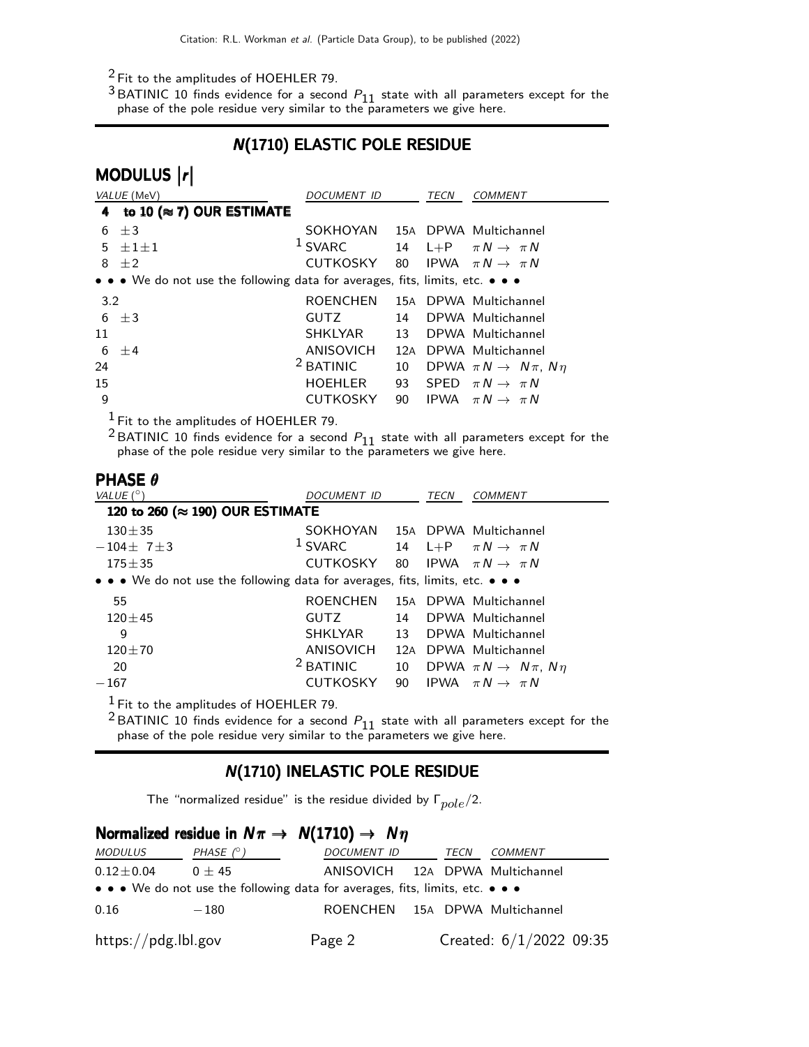[2] Fit to the amplitudes of HOEHLER 79.

[3] BATINIC 10 finds evidence for a second $P_{11}$ state with all parameters except for the phase of the pole residue very similar to the parameters we give here.

## N(1710) ELASTIC POLE RESIDUE

### MODULUS $|r|$

| VALUE (MeV) | DOCUMENT ID | | TECN | COMMENT |
|---|---|---|---|---|
| **4 to 10 (≈ 7) OUR ESTIMATE** | | | | |
| 6 ±3 | SOKHOYAN | 15A | DPWA | Multichannel |
| 5 ±1±1 | [1] SVARC | 14 | L+P | $\pi N \rightarrow \pi N$ |
| 8 ±2 | CUTKOSKY | 80 | IPWA | $\pi N \rightarrow \pi N$ |
| • • • We do not use the following data for averages, fits, limits, etc. • • • | | | | |
| 3.2 | ROENCHEN | 15A | DPWA | Multichannel |
| 6 ±3 | GUTZ | 14 | DPWA | Multichannel |
| 11 | SHKLYAR | 13 | DPWA | Multichannel |
| 6 ±4 | ANISOVICH | 12A | DPWA | Multichannel |
| 24 | [2] BATINIC | 10 | DPWA | $\pi N \rightarrow N\pi$, $N\eta$ |
| 15 | HOEHLER | 93 | SPED | $\pi N \rightarrow \pi N$ |
| 9 | CUTKOSKY | 90 | IPWA | $\pi N \rightarrow \pi N$ |

[1] Fit to the amplitudes of HOEHLER 79.

[2] BATINIC 10 finds evidence for a second $P_{11}$ state with all parameters except for the phase of the pole residue very similar to the parameters we give here.

### PHASE $\theta$

| VALUE (°) | DOCUMENT ID | | TECN | COMMENT |
|---|---|---|---|---|
| **120 to 260 (≈ 190) OUR ESTIMATE** | | | | |
| 130±35 | SOKHOYAN | 15A | DPWA | Multichannel |
| −104± 7±3 | [1] SVARC | 14 | L+P | $\pi N \rightarrow \pi N$ |
| 175±35 | CUTKOSKY | 80 | IPWA | $\pi N \rightarrow \pi N$ |
| • • • We do not use the following data for averages, fits, limits, etc. • • • | | | | |
| 55 | ROENCHEN | 15A | DPWA | Multichannel |
| 120±45 | GUTZ | 14 | DPWA | Multichannel |
| 9 | SHKLYAR | 13 | DPWA | Multichannel |
| 120±70 | ANISOVICH | 12A | DPWA | Multichannel |
| 20 | [2] BATINIC | 10 | DPWA | $\pi N \rightarrow N\pi$, $N\eta$ |
| −167 | CUTKOSKY | 90 | IPWA | $\pi N \rightarrow \pi N$ |

[1] Fit to the amplitudes of HOEHLER 79.

[2] BATINIC 10 finds evidence for a second $P_{11}$ state with all parameters except for the phase of the pole residue very similar to the parameters we give here.

## N(1710) INELASTIC POLE RESIDUE

The "normalized residue" is the residue divided by $\Gamma_{pole}/2$.

### Normalized residue in $N\pi \rightarrow N(1710) \rightarrow N\eta$

| MODULUS | PHASE (°) | DOCUMENT ID | | TECN | COMMENT |
|---|---|---|---|---|---|
| 0.12±0.04 | 0 ± 45 | ANISOVICH | 12A | DPWA | Multichannel |
| • • • We do not use the following data for averages, fits, limits, etc. • • • | | | | | |
| 0.16 | −180 | ROENCHEN | 15A | DPWA | Multichannel |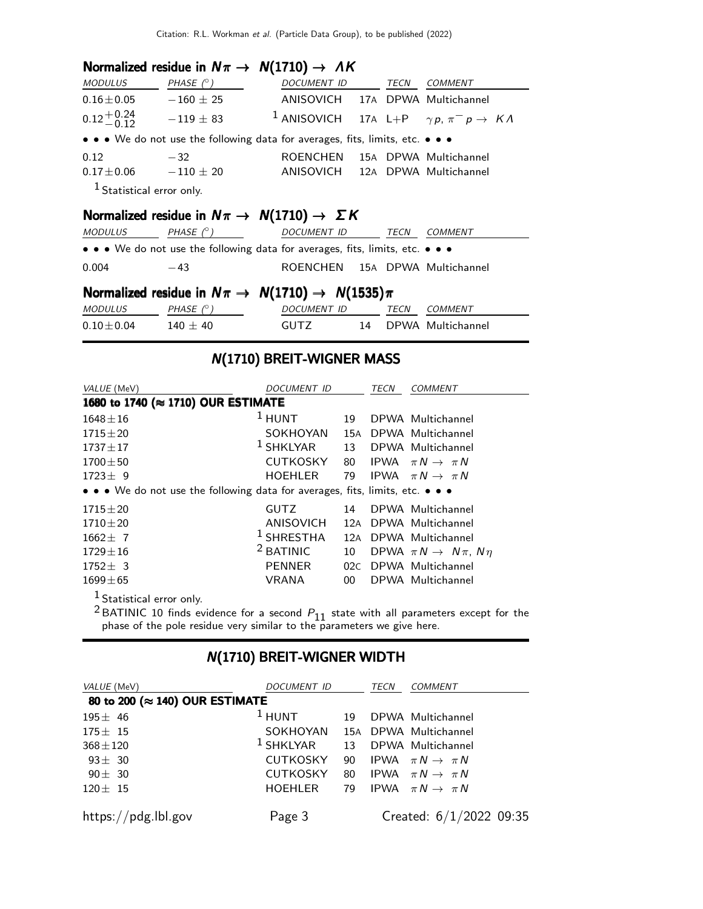### Normalized residue in $N\pi \rightarrow N(1710) \rightarrow \Lambda K$

| MODULUS | PHASE (°) | DOCUMENT ID | | TECN | COMMENT |
|---|---|---|---|---|---|
| $0.16 \pm 0.05$ | $-160 \pm 25$ | ANISOVICH | 17A | DPWA | Multichannel |
| $0.12^{+0.24}_{-0.12}$ | $-119 \pm 83$ | [1] ANISOVICH | 17A | L+P | $\gamma p, \pi^- p \rightarrow K\Lambda$ |
| • • • We do not use the following data for averages, fits, limits, etc. • • • | | | | | |
| 0.12 | $-32$ | ROENCHEN | 15A | DPWA | Multichannel |
| $0.17 \pm 0.06$ | $-110 \pm 20$ | ANISOVICH | 12A | DPWA | Multichannel |

[1] Statistical error only.

### Normalized residue in $N\pi \rightarrow N(1710) \rightarrow \Sigma K$

| MODULUS | PHASE (°) | DOCUMENT ID | | TECN | COMMENT |
|---|---|---|---|---|---|
| • • • We do not use the following data for averages, fits, limits, etc. • • • | | | | | |
| 0.004 | $-43$ | ROENCHEN | 15A | DPWA | Multichannel |

### Normalized residue in $N\pi \rightarrow N(1710) \rightarrow N(1535)\pi$

| MODULUS | PHASE (°) | DOCUMENT ID | | TECN | COMMENT |
|---|---|---|---|---|---|
| $0.10 \pm 0.04$ | $140 \pm 40$ | GUTZ | 14 | DPWA | Multichannel |

## N(1710) BREIT-WIGNER MASS

| VALUE (MeV) | DOCUMENT ID | | TECN | COMMENT |
|---|---|---|---|---|
| **1680 to 1740 (≈ 1710) OUR ESTIMATE** | | | | |
| $1648 \pm 16$ | [1] HUNT | 19 | DPWA | Multichannel |
| $1715 \pm 20$ | SOKHOYAN | 15A | DPWA | Multichannel |
| $1737 \pm 17$ | [1] SHKLYAR | 13 | DPWA | Multichannel |
| $1700 \pm 50$ | CUTKOSKY | 80 | IPWA | $\pi N \rightarrow \pi N$ |
| $1723 \pm 9$ | HOEHLER | 79 | IPWA | $\pi N \rightarrow \pi N$ |
| • • • We do not use the following data for averages, fits, limits, etc. • • • | | | | |
| $1715 \pm 20$ | GUTZ | 14 | DPWA | Multichannel |
| $1710 \pm 20$ | ANISOVICH | 12A | DPWA | Multichannel |
| $1662 \pm 7$ | [1] SHRESTHA | 12A | DPWA | Multichannel |
| $1729 \pm 16$ | [2] BATINIC | 10 | DPWA | $\pi N \rightarrow N\pi, N\eta$ |
| $1752 \pm 3$ | PENNER | 02C | DPWA | Multichannel |
| $1699 \pm 65$ | VRANA | 00 | DPWA | Multichannel |

[1] Statistical error only.

[2] BATINIC 10 finds evidence for a second $P_{11}$ state with all parameters except for the phase of the pole residue very similar to the parameters we give here.

## N(1710) BREIT-WIGNER WIDTH

| VALUE (MeV) | DOCUMENT ID | | TECN | COMMENT |
|---|---|---|---|---|
| **80 to 200 (≈ 140) OUR ESTIMATE** | | | | |
| $195 \pm 46$ | [1] HUNT | 19 | DPWA | Multichannel |
| $175 \pm 15$ | SOKHOYAN | 15A | DPWA | Multichannel |
| $368 \pm 120$ | [1] SHKLYAR | 13 | DPWA | Multichannel |
| $93 \pm 30$ | CUTKOSKY | 90 | IPWA | $\pi N \rightarrow \pi N$ |
| $90 \pm 30$ | CUTKOSKY | 80 | IPWA | $\pi N \rightarrow \pi N$ |
| $120 \pm 15$ | HOEHLER | 79 | IPWA | $\pi N \rightarrow \pi N$ |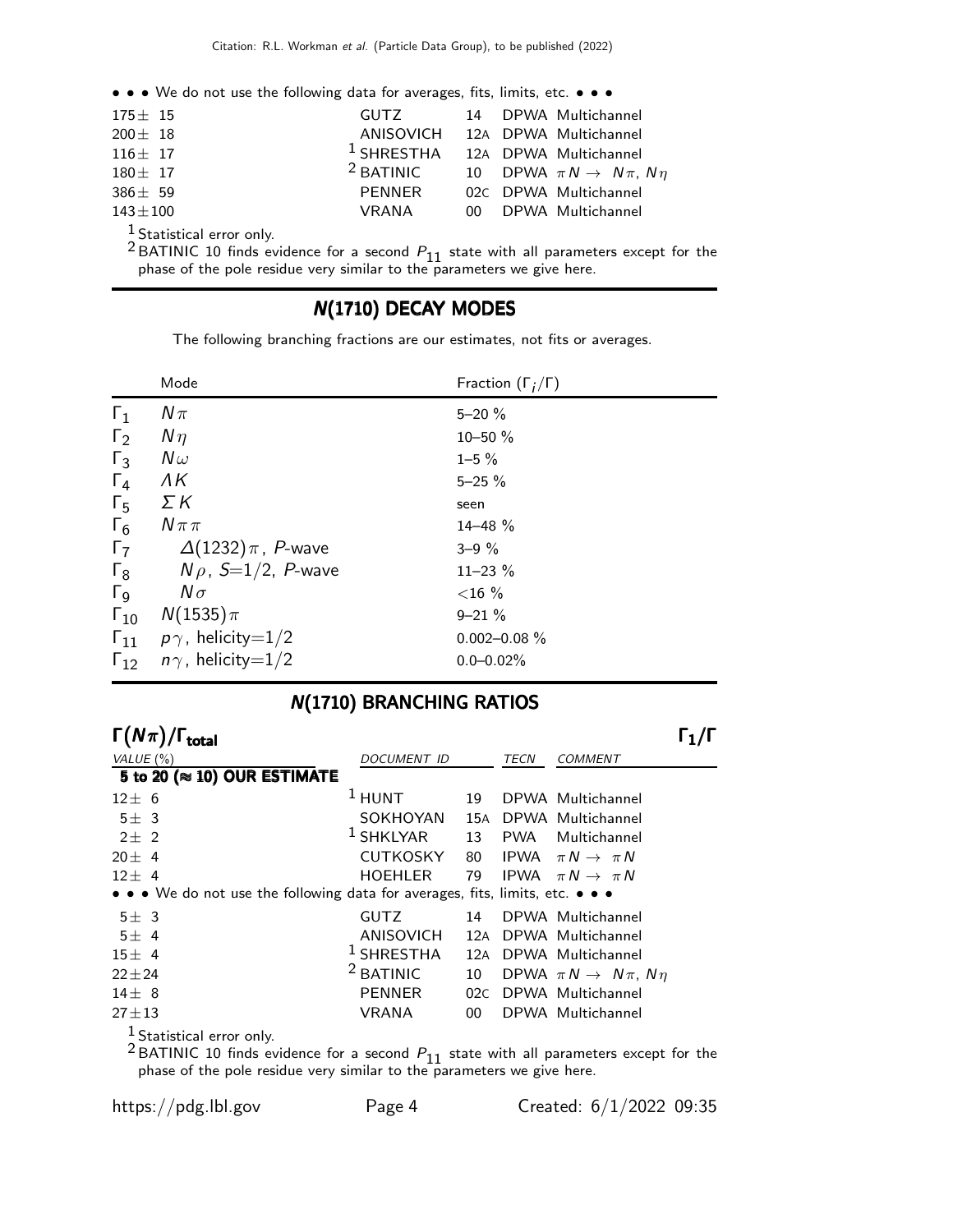• • • We do not use the following data for averages, fits, limits, etc. • • •

| | | | | |
|---|---|---|---|---|
| 175± 15 | GUTZ | 14 | DPWA | Multichannel |
| 200± 18 | ANISOVICH | 12A | DPWA | Multichannel |
| 116± 17 | [1] SHRESTHA | 12A | DPWA | Multichannel |
| 180± 17 | [2] BATINIC | 10 | DPWA | $\pi N \rightarrow N\pi$, $N\eta$ |
| 386± 59 | PENNER | 02C | DPWA | Multichannel |
| 143±100 | VRANA | 00 | DPWA | Multichannel |

[1] Statistical error only.

[2] BATINIC 10 finds evidence for a second $P_{11}$ state with all parameters except for the phase of the pole residue very similar to the parameters we give here.

## N(1710) DECAY MODES

The following branching fractions are our estimates, not fits or averages.

| | Mode | Fraction ($\Gamma_i/\Gamma$) |
|---|---|---|
| $\Gamma_1$ | $N\pi$ | 5–20 % |
| $\Gamma_2$ | $N\eta$ | 10–50 % |
| $\Gamma_3$ | $N\omega$ | 1–5 % |
| $\Gamma_4$ | $\Lambda K$ | 5–25 % |
| $\Gamma_5$ | $\Sigma K$ | seen |
| $\Gamma_6$ | $N\pi\pi$ | 14–48 % |
| $\Gamma_7$ | $\Delta(1232)\pi$, $P$-wave | 3–9 % |
| $\Gamma_8$ | $N\rho$, $S$=1/2, $P$-wave | 11–23 % |
| $\Gamma_9$ | $N\sigma$ | <16 % |
| $\Gamma_{10}$ | $N(1535)\pi$ | 9–21 % |
| $\Gamma_{11}$ | $p\gamma$, helicity=1/2 | 0.002–0.08 % |
| $\Gamma_{12}$ | $n\gamma$, helicity=1/2 | 0.0–0.02% |

## N(1710) BRANCHING RATIOS

### $\Gamma(N\pi)/\Gamma_{total}$ $\Gamma_1/\Gamma$

| VALUE (%) | DOCUMENT ID | | TECN | COMMENT |
|---|---|---|---|---|
| **5 to 20 (≈ 10) OUR ESTIMATE** | | | | |
| 12± 6 | [1] HUNT | 19 | DPWA | Multichannel |
| 5± 3 | SOKHOYAN | 15A | DPWA | Multichannel |
| 2± 2 | [1] SHKLYAR | 13 | PWA | Multichannel |
| 20± 4 | CUTKOSKY | 80 | IPWA | $\pi N \rightarrow \pi N$ |
| 12± 4 | HOEHLER | 79 | IPWA | $\pi N \rightarrow \pi N$ |
| • • • We do not use the following data for averages, fits, limits, etc. • • • | | | | |
| 5± 3 | GUTZ | 14 | DPWA | Multichannel |
| 5± 4 | ANISOVICH | 12A | DPWA | Multichannel |
| 15± 4 | [1] SHRESTHA | 12A | DPWA | Multichannel |
| 22±24 | [2] BATINIC | 10 | DPWA | $\pi N \rightarrow N\pi$, $N\eta$ |
| 14± 8 | PENNER | 02C | DPWA | Multichannel |
| 27±13 | VRANA | 00 | DPWA | Multichannel |

[1] Statistical error only.

[2] BATINIC 10 finds evidence for a second $P_{11}$ state with all parameters except for the phase of the pole residue very similar to the parameters we give here.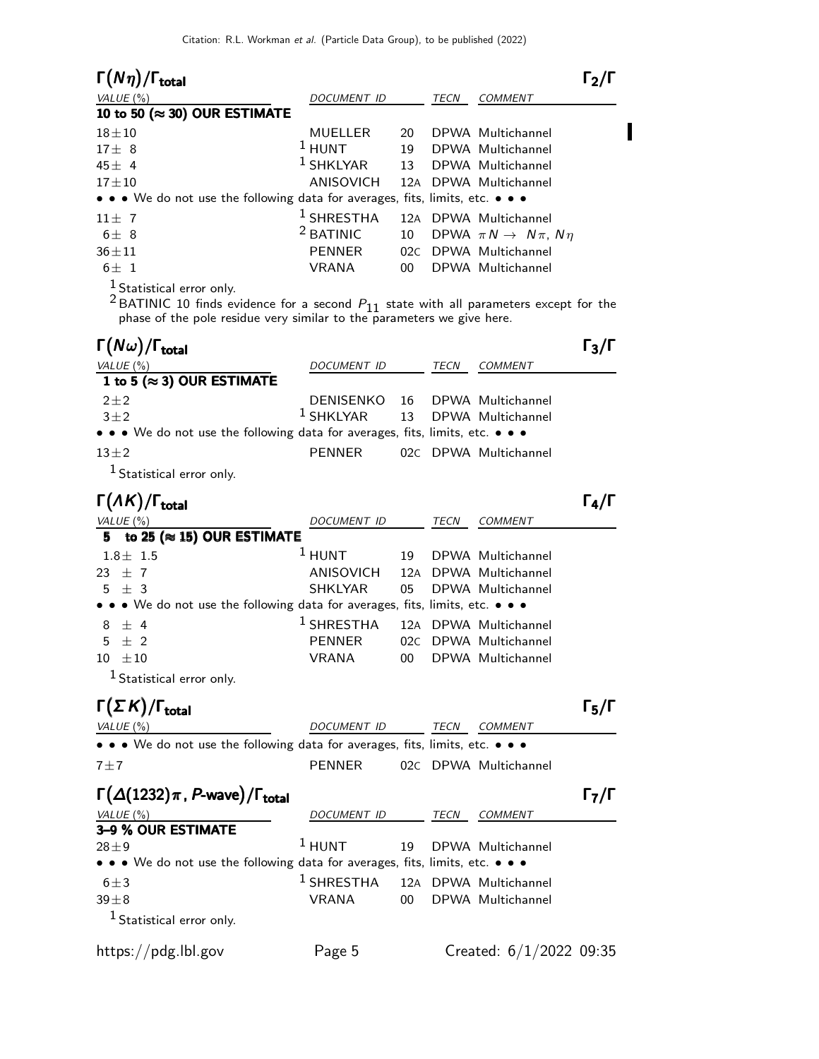### $\Gamma(N\eta)/\Gamma_{\text{total}}$ $\quad\Gamma_2/\Gamma$

| VALUE (%) | DOCUMENT ID | | TECN | COMMENT |
|---|---|---|---|---|
| **10 to 50 (≈ 30) OUR ESTIMATE** | | | | |
| $18\pm10$ | MUELLER | 20 | DPWA | Multichannel |
| $17\pm 8$ | [1] HUNT | 19 | DPWA | Multichannel |
| $45\pm 4$ | [1] SHKLYAR | 13 | DPWA | Multichannel |
| $17\pm10$ | ANISOVICH | 12A | DPWA | Multichannel |
| • • • We do not use the following data for averages, fits, limits, etc. • • • | | | | |
| $11\pm 7$ | [1] SHRESTHA | 12A | DPWA | Multichannel |
| $6\pm 8$ | [2] BATINIC | 10 | DPWA | $\pi N \rightarrow N\pi$, $N\eta$ |
| $36\pm11$ | PENNER | 02C | DPWA | Multichannel |
| $6\pm 1$ | VRANA | 00 | DPWA | Multichannel |

[1] Statistical error only.

[2] BATINIC 10 finds evidence for a second $P_{11}$ state with all parameters except for the phase of the pole residue very similar to the parameters we give here.

### $\Gamma(N\omega)/\Gamma_{\text{total}}$ $\quad\Gamma_3/\Gamma$

| VALUE (%) | DOCUMENT ID | | TECN | COMMENT |
|---|---|---|---|---|
| **1 to 5 (≈ 3) OUR ESTIMATE** | | | | |
| $2\pm2$ | DENISENKO | 16 | DPWA | Multichannel |
| $3\pm2$ | [1] SHKLYAR | 13 | DPWA | Multichannel |
| • • • We do not use the following data for averages, fits, limits, etc. • • • | | | | |
| $13\pm2$ | PENNER | 02C | DPWA | Multichannel |

[1] Statistical error only.

### $\Gamma(\Lambda K)/\Gamma_{\text{total}}$ $\quad\Gamma_4/\Gamma$

| VALUE (%) | DOCUMENT ID | | TECN | COMMENT |
|---|---|---|---|---|
| **5 to 25 (≈ 15) OUR ESTIMATE** | | | | |
| $1.8\pm 1.5$ | [1] HUNT | 19 | DPWA | Multichannel |
| $23\pm 7$ | ANISOVICH | 12A | DPWA | Multichannel |
| $5\pm 3$ | SHKLYAR | 05 | DPWA | Multichannel |
| • • • We do not use the following data for averages, fits, limits, etc. • • • | | | | |
| $8\pm 4$ | [1] SHRESTHA | 12A | DPWA | Multichannel |
| $5\pm 2$ | PENNER | 02C | DPWA | Multichannel |
| $10\pm10$ | VRANA | 00 | DPWA | Multichannel |

[1] Statistical error only.

### $\Gamma(\Sigma K)/\Gamma_{\text{total}}$ $\quad\Gamma_5/\Gamma$

| VALUE (%) | DOCUMENT ID | | TECN | COMMENT |
|---|---|---|---|---|
| • • • We do not use the following data for averages, fits, limits, etc. • • • | | | | |
| $7\pm7$ | PENNER | 02C | DPWA | Multichannel |

### $\Gamma(\Delta(1232)\pi$, P-wave$)/\Gamma_{\text{total}}$ $\quad\Gamma_7/\Gamma$

| VALUE (%) | DOCUMENT ID | | TECN | COMMENT |
|---|---|---|---|---|
| **3–9 % OUR ESTIMATE** | | | | |
| $28\pm9$ | [1] HUNT | 19 | DPWA | Multichannel |
| • • • We do not use the following data for averages, fits, limits, etc. • • • | | | | |
| $6\pm3$ | [1] SHRESTHA | 12A | DPWA | Multichannel |
| $39\pm8$ | VRANA | 00 | DPWA | Multichannel |

[1] Statistical error only.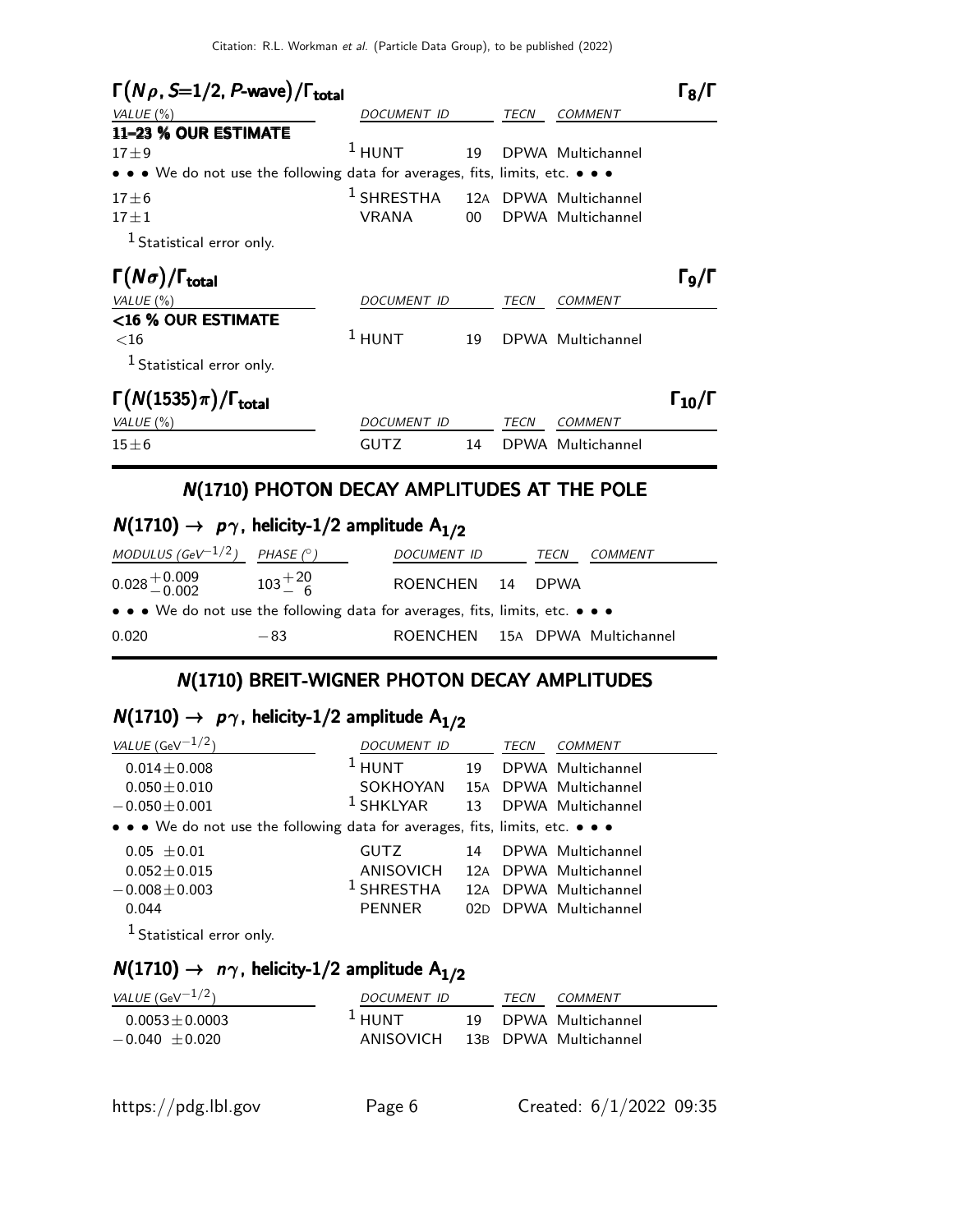### $\Gamma(N\rho, S=1/2, P\text{-wave})/\Gamma_{total}$ — $\Gamma_8/\Gamma$

| VALUE (%) | DOCUMENT ID | | TECN | COMMENT |
|---|---|---|---|---|
| **11–23 % OUR ESTIMATE** | | | | |
| $17\pm9$ | [1] HUNT | 19 | DPWA | Multichannel |
| • • • We do not use the following data for averages, fits, limits, etc. • • • | | | | |
| $17\pm6$ | [1] SHRESTHA | 12A | DPWA | Multichannel |
| $17\pm1$ | VRANA | 00 | DPWA | Multichannel |

[1] Statistical error only.

### $\Gamma(N\sigma)/\Gamma_{total}$ — $\Gamma_9/\Gamma$

| VALUE (%) | DOCUMENT ID | | TECN | COMMENT |
|---|---|---|---|---|
| **<16 % OUR ESTIMATE** | | | | |
| $<16$ | [1] HUNT | 19 | DPWA | Multichannel |

[1] Statistical error only.

### $\Gamma(N(1535)\pi)/\Gamma_{total}$ — $\Gamma_{10}/\Gamma$

| VALUE (%) | DOCUMENT ID | | TECN | COMMENT |
|---|---|---|---|---|
| $15\pm6$ | GUTZ | 14 | DPWA | Multichannel |

## N(1710) PHOTON DECAY AMPLITUDES AT THE POLE

### $N(1710) \to p\gamma$, helicity-1/2 amplitude $A_{1/2}$

| MODULUS (GeV$^{-1/2}$) | PHASE (°) | DOCUMENT ID | | TECN | COMMENT |
|---|---|---|---|---|---|
| $0.028^{+0.009}_{-0.002}$ | $103^{+20}_{-6}$ | ROENCHEN | 14 | DPWA | |
| • • • We do not use the following data for averages, fits, limits, etc. • • • | | | | | |
| 0.020 | $-83$ | ROENCHEN | 15A | DPWA | Multichannel |

## N(1710) BREIT-WIGNER PHOTON DECAY AMPLITUDES

### $N(1710) \to p\gamma$, helicity-1/2 amplitude $A_{1/2}$

| VALUE (GeV$^{-1/2}$) | DOCUMENT ID | | TECN | COMMENT |
|---|---|---|---|---|
| $0.014\pm0.008$ | [1] HUNT | 19 | DPWA | Multichannel |
| $0.050\pm0.010$ | SOKHOYAN | 15A | DPWA | Multichannel |
| $-0.050\pm0.001$ | [1] SHKLYAR | 13 | DPWA | Multichannel |
| • • • We do not use the following data for averages, fits, limits, etc. • • • | | | | |
| $0.05\ \pm0.01$ | GUTZ | 14 | DPWA | Multichannel |
| $0.052\pm0.015$ | ANISOVICH | 12A | DPWA | Multichannel |
| $-0.008\pm0.003$ | [1] SHRESTHA | 12A | DPWA | Multichannel |
| 0.044 | PENNER | 02D | DPWA | Multichannel |

[1] Statistical error only.

### $N(1710) \to n\gamma$, helicity-1/2 amplitude $A_{1/2}$

| VALUE (GeV$^{-1/2}$) | DOCUMENT ID | | TECN | COMMENT |
|---|---|---|---|---|
| $0.0053\pm0.0003$ | [1] HUNT | 19 | DPWA | Multichannel |
| $-0.040\ \pm0.020$ | ANISOVICH | 13B | DPWA | Multichannel |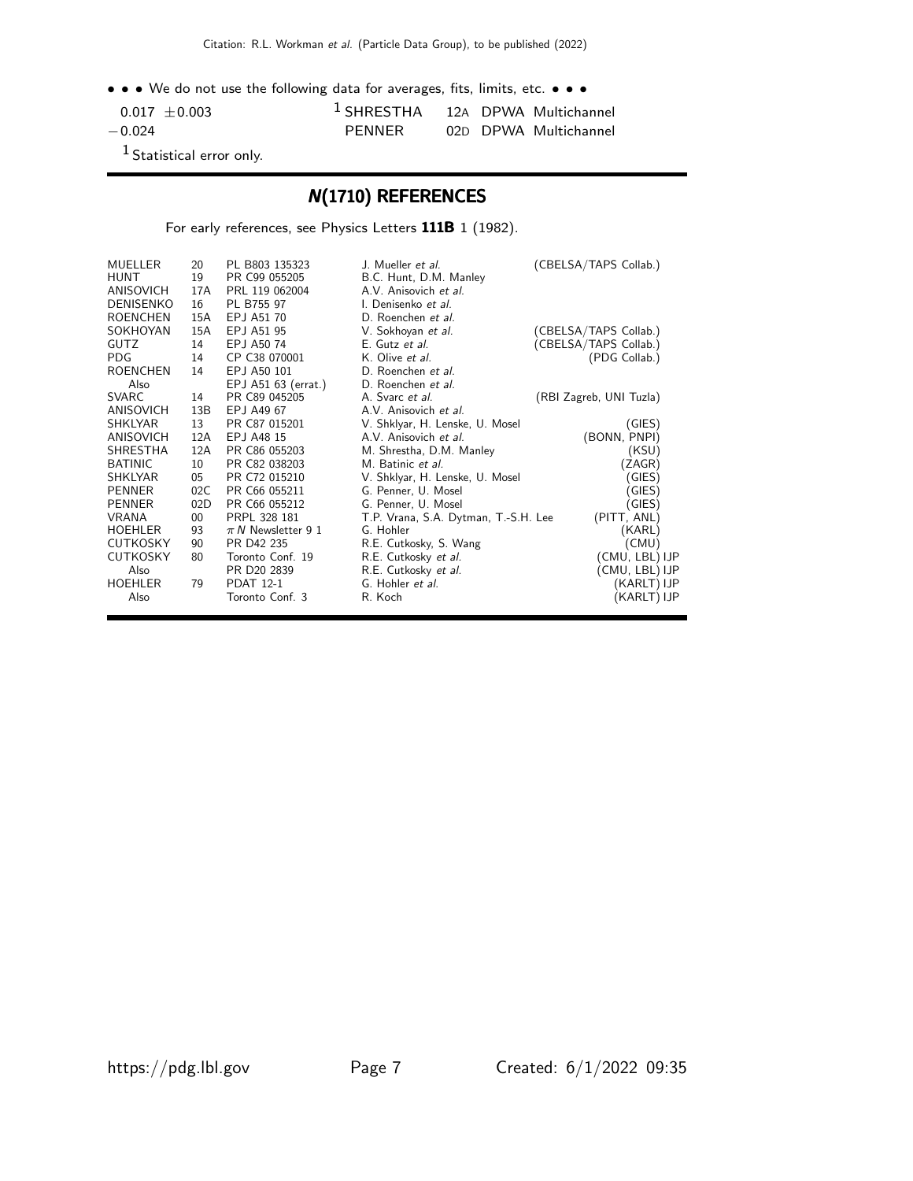• • • We do not use the following data for averages, fits, limits, etc. • • •

| | | | |
|---|---|---|---|
| 0.017 ±0.003 | [1] SHRESTHA | 12A | DPWA Multichannel |
| −0.024 | PENNER | 02D | DPWA Multichannel |

[1] Statistical error only.

## N(1710) REFERENCES

For early references, see Physics Letters **111B** 1 (1982).

| | | | | |
|---|---|---|---|---|
| MUELLER | 20 | PL B803 135323 | J. Mueller *et al.* | (CBELSA/TAPS Collab.) |
| HUNT | 19 | PR C99 055205 | B.C. Hunt, D.M. Manley | |
| ANISOVICH | 17A | PRL 119 062004 | A.V. Anisovich *et al.* | |
| DENISENKO | 16 | PL B755 97 | I. Denisenko *et al.* | |
| ROENCHEN | 15A | EPJ A51 70 | D. Roenchen *et al.* | |
| SOKHOYAN | 15A | EPJ A51 95 | V. Sokhoyan *et al.* | (CBELSA/TAPS Collab.) |
| GUTZ | 14 | EPJ A50 74 | E. Gutz *et al.* | (CBELSA/TAPS Collab.) |
| PDG | 14 | CP C38 070001 | K. Olive *et al.* | (PDG Collab.) |
| ROENCHEN | 14 | EPJ A50 101 | D. Roenchen *et al.* | |
| Also | | EPJ A51 63 (errat.) | D. Roenchen *et al.* | |
| SVARC | 14 | PR C89 045205 | A. Svarc *et al.* | (RBI Zagreb, UNI Tuzla) |
| ANISOVICH | 13B | EPJ A49 67 | A.V. Anisovich *et al.* | |
| SHKLYAR | 13 | PR C87 015201 | V. Shklyar, H. Lenske, U. Mosel | (GIES) |
| ANISOVICH | 12A | EPJ A48 15 | A.V. Anisovich *et al.* | (BONN, PNPI) |
| SHRESTHA | 12A | PR C86 055203 | M. Shrestha, D.M. Manley | (KSU) |
| BATINIC | 10 | PR C82 038203 | M. Batinic *et al.* | (ZAGR) |
| SHKLYAR | 05 | PR C72 015210 | V. Shklyar, H. Lenske, U. Mosel | (GIES) |
| PENNER | 02C | PR C66 055211 | G. Penner, U. Mosel | (GIES) |
| PENNER | 02D | PR C66 055212 | G. Penner, U. Mosel | (GIES) |
| VRANA | 00 | PRPL 328 181 | T.P. Vrana, S.A. Dytman, T.-S.H. Lee | (PITT, ANL) |
| HOEHLER | 93 | $\pi N$ Newsletter 9 1 | G. Hohler | (KARL) |
| CUTKOSKY | 90 | PR D42 235 | R.E. Cutkosky, S. Wang | (CMU) |
| CUTKOSKY | 80 | Toronto Conf. 19 | R.E. Cutkosky *et al.* | (CMU, LBL) IJP |
| Also | | PR D20 2839 | R.E. Cutkosky *et al.* | (CMU, LBL) IJP |
| HOEHLER | 79 | PDAT 12-1 | G. Hohler *et al.* | (KARLT) IJP |
| Also | | Toronto Conf. 3 | R. Koch | (KARLT) IJP |